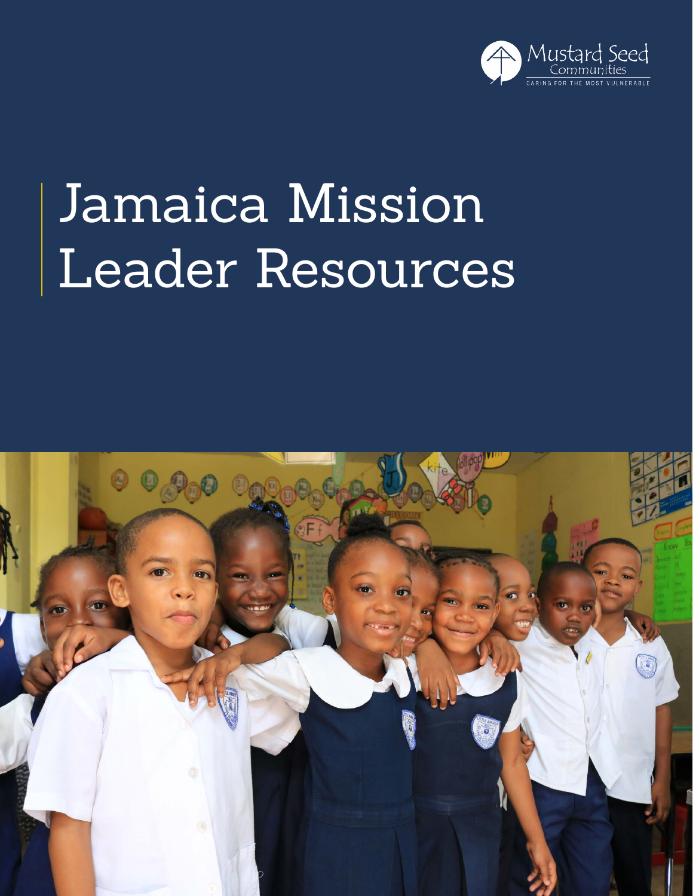Mustard Seed Communities

CARING FOR THE MOST VULNERABLE

# Jamaica Mission Leader Resources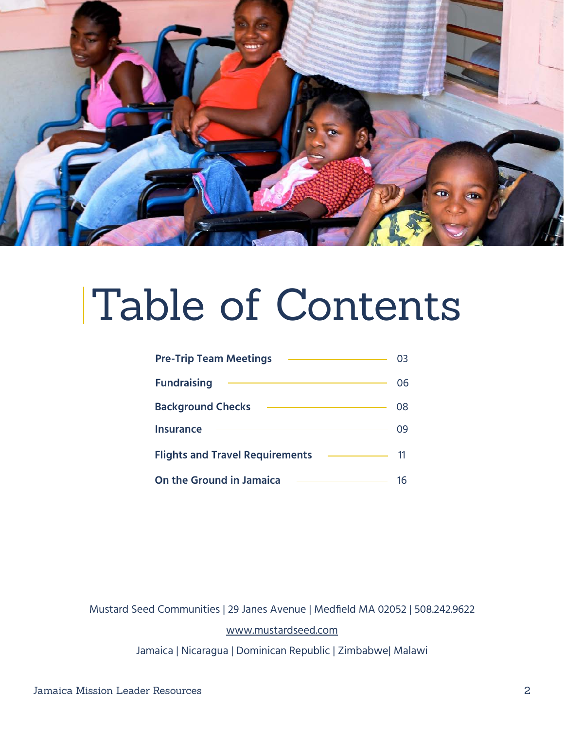# Table of Contents

| | |
|---|---|
| **Pre-Trip Team Meetings** | 03 |
| **Fundraising** | 06 |
| **Background Checks** | 08 |
| **Insurance** | 09 |
| **Flights and Travel Requirements** | 11 |
| **On the Ground in Jamaica** | 16 |

Mustard Seed Communities | 29 Janes Avenue | Medfield MA 02052 | 508.242.9622

www.mustardseed.com

Jamaica | Nicaragua | Dominican Republic | Zimbabwe| Malawi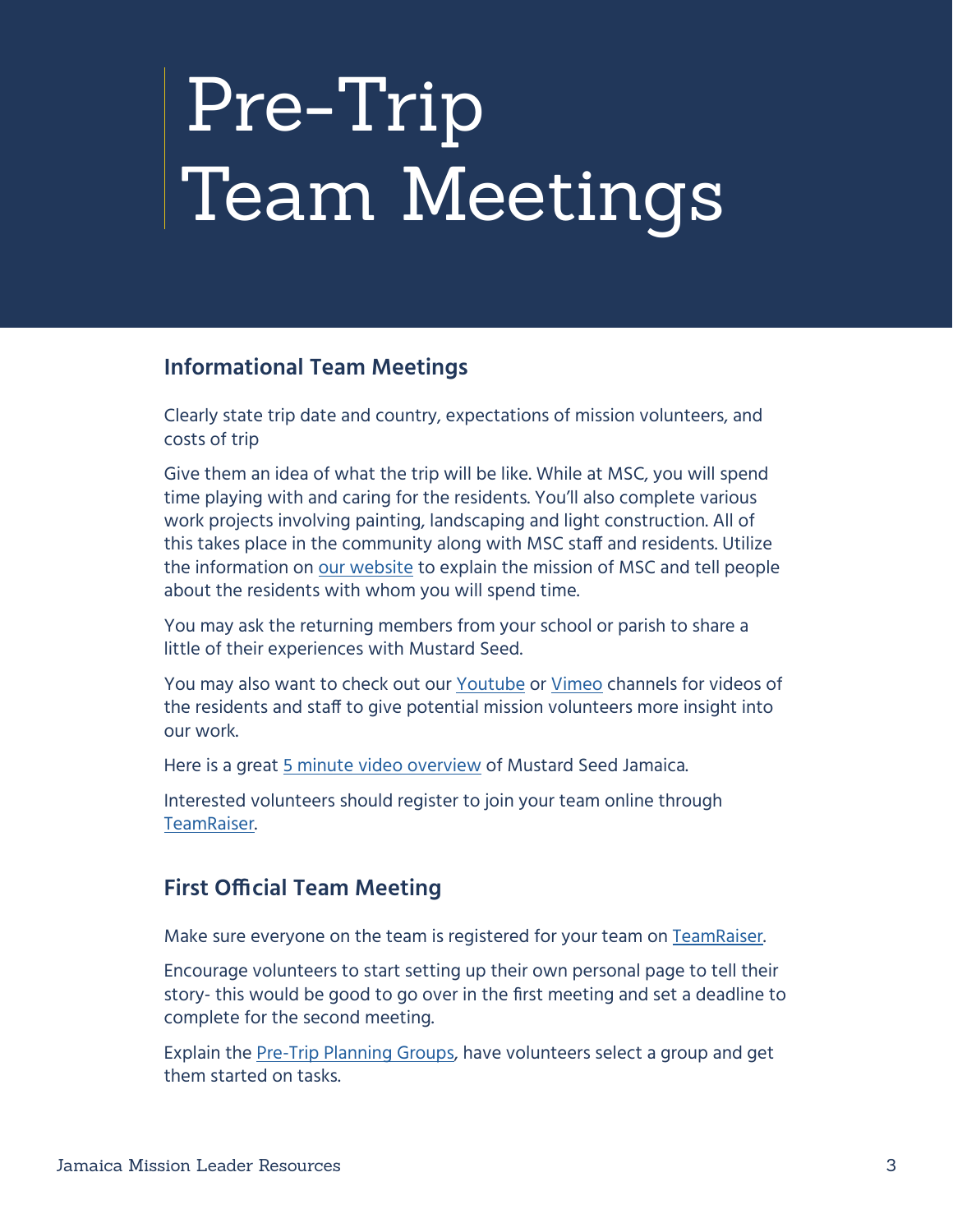# Pre-Trip Team Meetings

## Informational Team Meetings

Clearly state trip date and country, expectations of mission volunteers, and costs of trip

Give them an idea of what the trip will be like. While at MSC, you will spend time playing with and caring for the residents. You'll also complete various work projects involving painting, landscaping and light construction. All of this takes place in the community along with MSC staff and residents. Utilize the information on our website to explain the mission of MSC and tell people about the residents with whom you will spend time.

You may ask the returning members from your school or parish to share a little of their experiences with Mustard Seed.

You may also want to check out our Youtube or Vimeo channels for videos of the residents and staff to give potential mission volunteers more insight into our work.

Here is a great 5 minute video overview of Mustard Seed Jamaica.

Interested volunteers should register to join your team online through TeamRaiser.

## First Official Team Meeting

Make sure everyone on the team is registered for your team on TeamRaiser.

Encourage volunteers to start setting up their own personal page to tell their story- this would be good to go over in the first meeting and set a deadline to complete for the second meeting.

Explain the Pre-Trip Planning Groups, have volunteers select a group and get them started on tasks.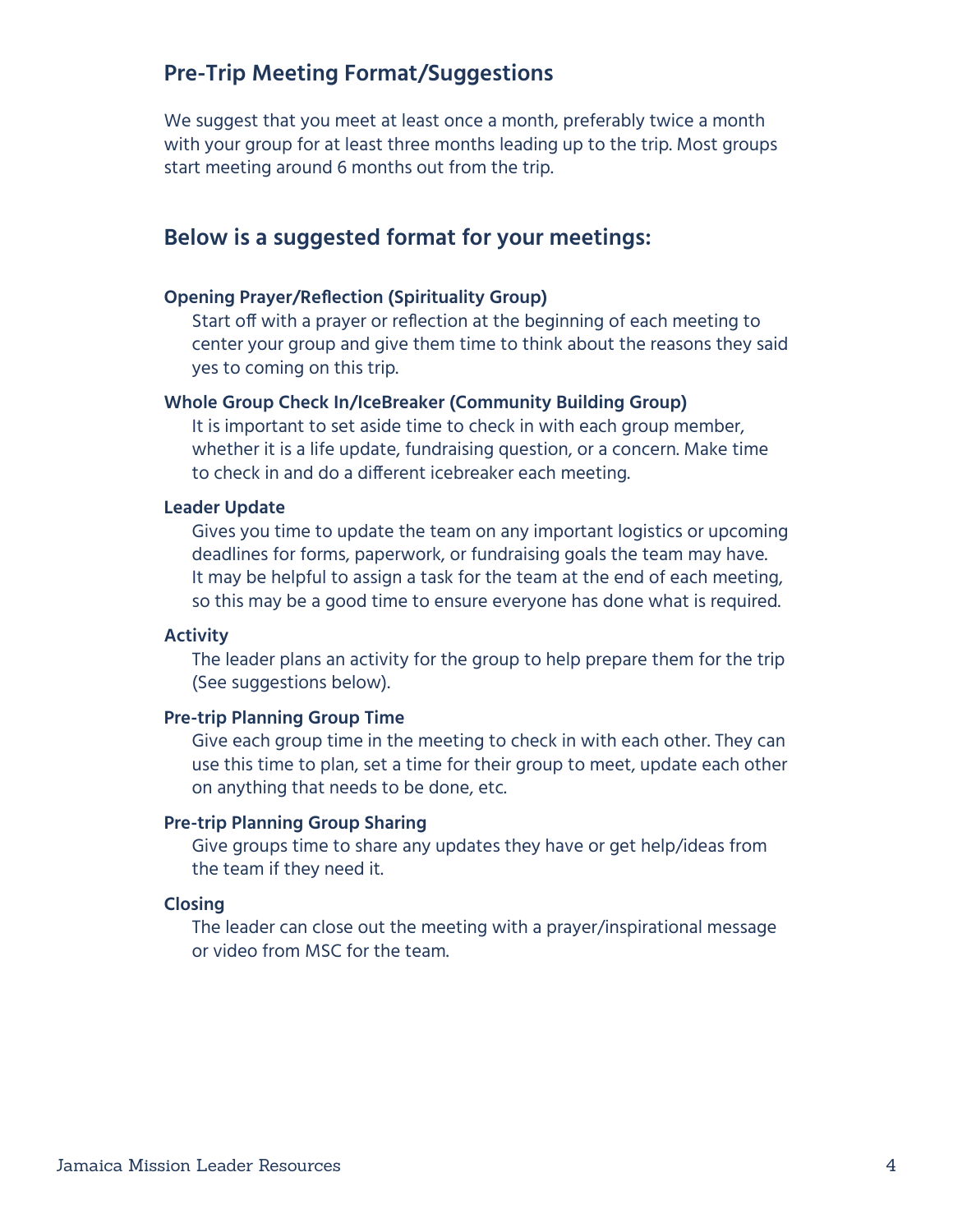## Pre-Trip Meeting Format/Suggestions

We suggest that you meet at least once a month, preferably twice a month with your group for at least three months leading up to the trip. Most groups start meeting around 6 months out from the trip.

## Below is a suggested format for your meetings:

**Opening Prayer/Reflection (Spirituality Group)**

Start off with a prayer or reflection at the beginning of each meeting to center your group and give them time to think about the reasons they said yes to coming on this trip.

**Whole Group Check In/IceBreaker (Community Building Group)**

It is important to set aside time to check in with each group member, whether it is a life update, fundraising question, or a concern. Make time to check in and do a different icebreaker each meeting.

**Leader Update**

Gives you time to update the team on any important logistics or upcoming deadlines for forms, paperwork, or fundraising goals the team may have. It may be helpful to assign a task for the team at the end of each meeting, so this may be a good time to ensure everyone has done what is required.

**Activity**

The leader plans an activity for the group to help prepare them for the trip (See suggestions below).

**Pre-trip Planning Group Time**

Give each group time in the meeting to check in with each other. They can use this time to plan, set a time for their group to meet, update each other on anything that needs to be done, etc.

**Pre-trip Planning Group Sharing**

Give groups time to share any updates they have or get help/ideas from the team if they need it.

**Closing**

The leader can close out the meeting with a prayer/inspirational message or video from MSC for the team.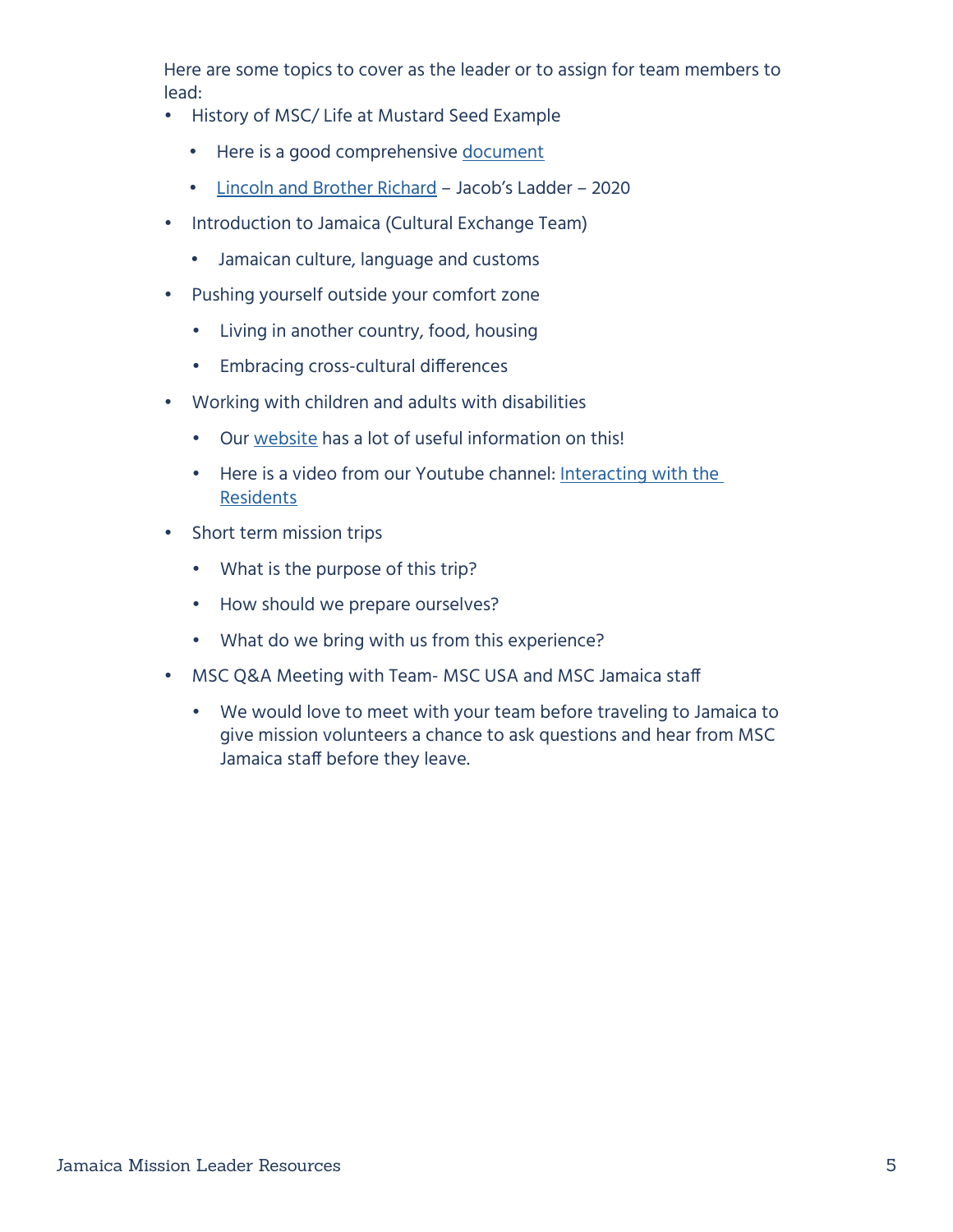Here are some topics to cover as the leader or to assign for team members to lead:

- History of MSC/ Life at Mustard Seed Example
  - Here is a good comprehensive document
  - Lincoln and Brother Richard – Jacob's Ladder – 2020
- Introduction to Jamaica (Cultural Exchange Team)
  - Jamaican culture, language and customs
- Pushing yourself outside your comfort zone
  - Living in another country, food, housing
  - Embracing cross-cultural differences
- Working with children and adults with disabilities
  - Our website has a lot of useful information on this!
  - Here is a video from our Youtube channel: Interacting with the Residents
- Short term mission trips
  - What is the purpose of this trip?
  - How should we prepare ourselves?
  - What do we bring with us from this experience?
- MSC Q&A Meeting with Team- MSC USA and MSC Jamaica staff
  - We would love to meet with your team before traveling to Jamaica to give mission volunteers a chance to ask questions and hear from MSC Jamaica staff before they leave.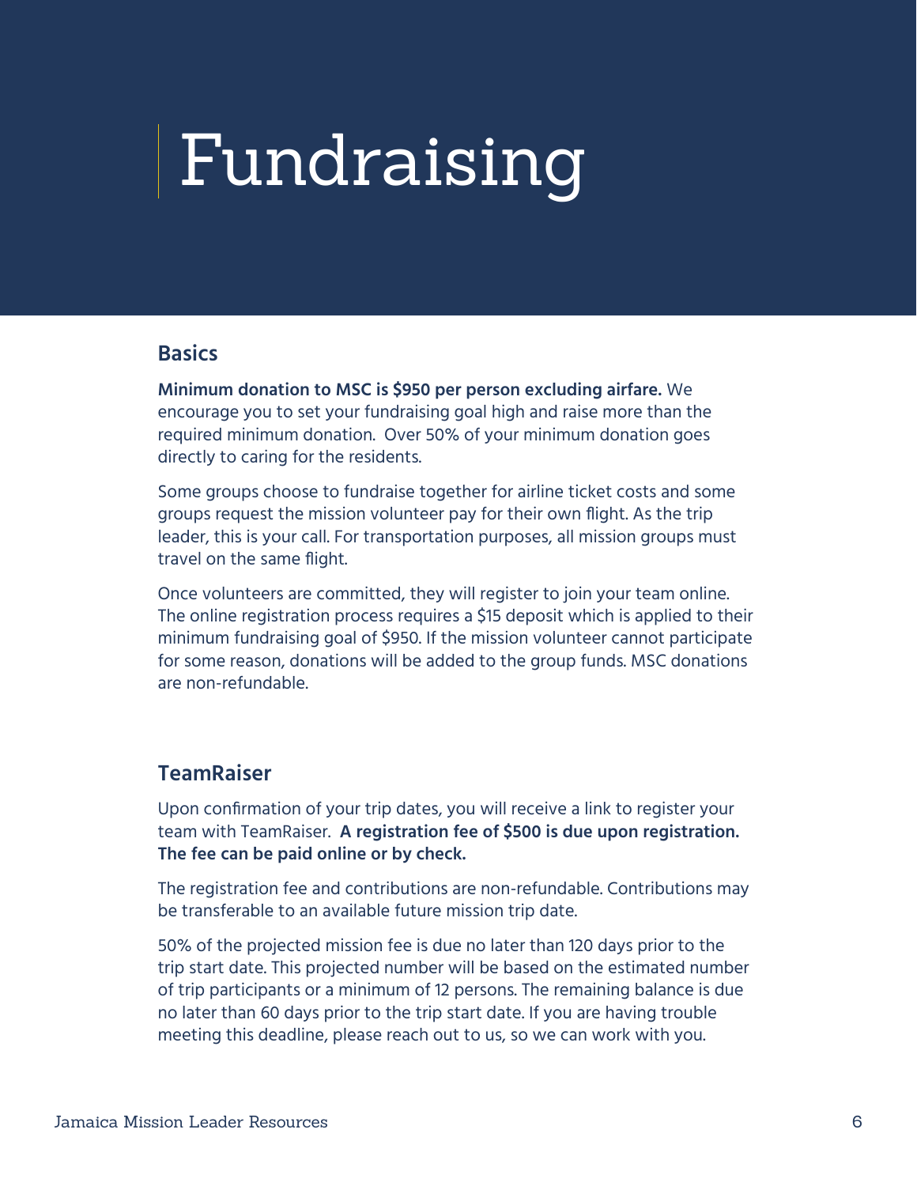# Fundraising

## Basics

**Minimum donation to MSC is $950 per person excluding airfare.** We encourage you to set your fundraising goal high and raise more than the required minimum donation. Over 50% of your minimum donation goes directly to caring for the residents.

Some groups choose to fundraise together for airline ticket costs and some groups request the mission volunteer pay for their own flight. As the trip leader, this is your call. For transportation purposes, all mission groups must travel on the same flight.

Once volunteers are committed, they will register to join your team online. The online registration process requires a $15 deposit which is applied to their minimum fundraising goal of $950. If the mission volunteer cannot participate for some reason, donations will be added to the group funds. MSC donations are non-refundable.

## TeamRaiser

Upon confirmation of your trip dates, you will receive a link to register your team with TeamRaiser. **A registration fee of $500 is due upon registration. The fee can be paid online or by check.**

The registration fee and contributions are non-refundable. Contributions may be transferable to an available future mission trip date.

50% of the projected mission fee is due no later than 120 days prior to the trip start date. This projected number will be based on the estimated number of trip participants or a minimum of 12 persons. The remaining balance is due no later than 60 days prior to the trip start date. If you are having trouble meeting this deadline, please reach out to us, so we can work with you.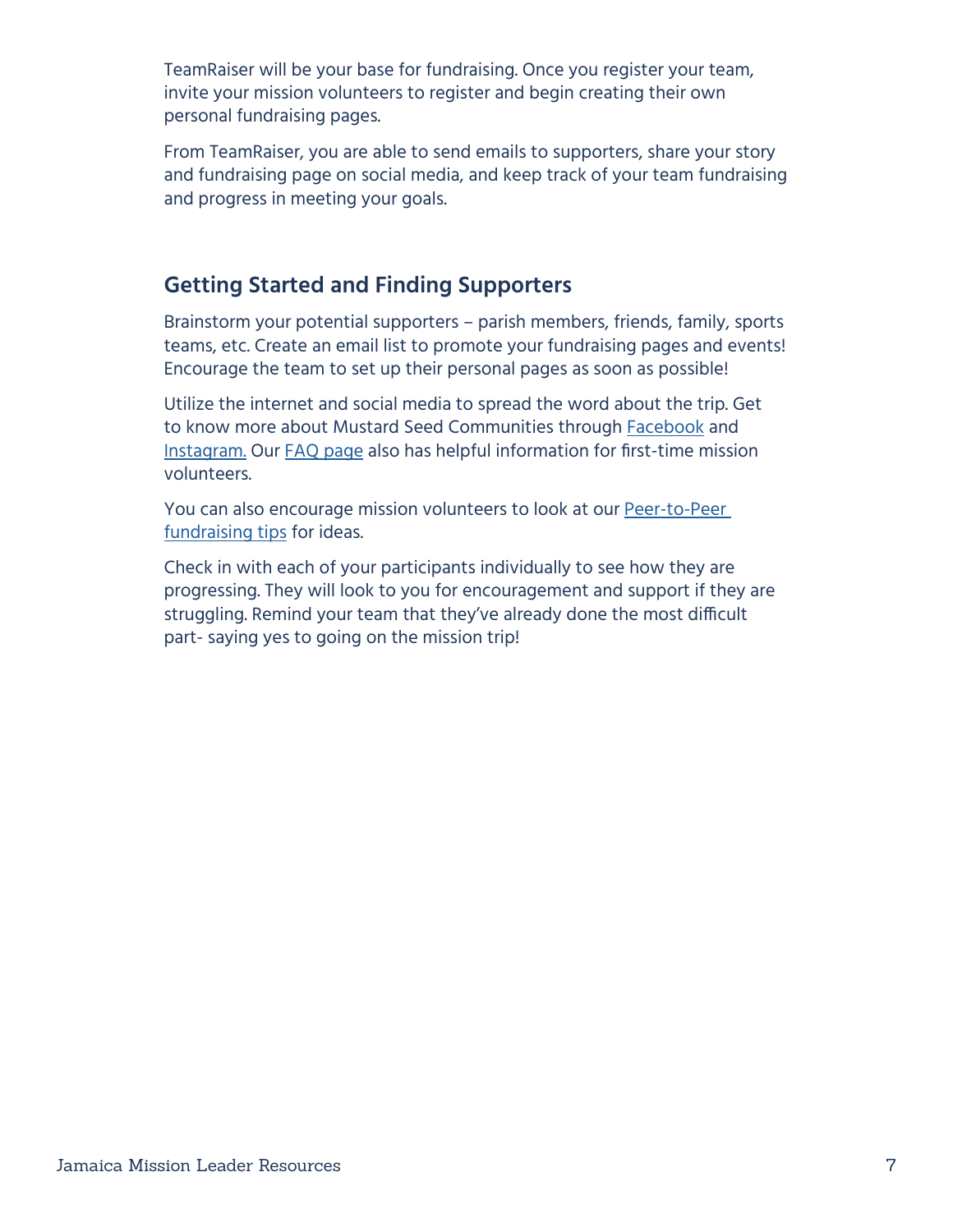TeamRaiser will be your base for fundraising. Once you register your team, invite your mission volunteers to register and begin creating their own personal fundraising pages.

From TeamRaiser, you are able to send emails to supporters, share your story and fundraising page on social media, and keep track of your team fundraising and progress in meeting your goals.

## Getting Started and Finding Supporters

Brainstorm your potential supporters – parish members, friends, family, sports teams, etc. Create an email list to promote your fundraising pages and events! Encourage the team to set up their personal pages as soon as possible!

Utilize the internet and social media to spread the word about the trip. Get to know more about Mustard Seed Communities through Facebook and Instagram. Our FAQ page also has helpful information for first-time mission volunteers.

You can also encourage mission volunteers to look at our Peer-to-Peer fundraising tips for ideas.

Check in with each of your participants individually to see how they are progressing. They will look to you for encouragement and support if they are struggling. Remind your team that they've already done the most difficult part- saying yes to going on the mission trip!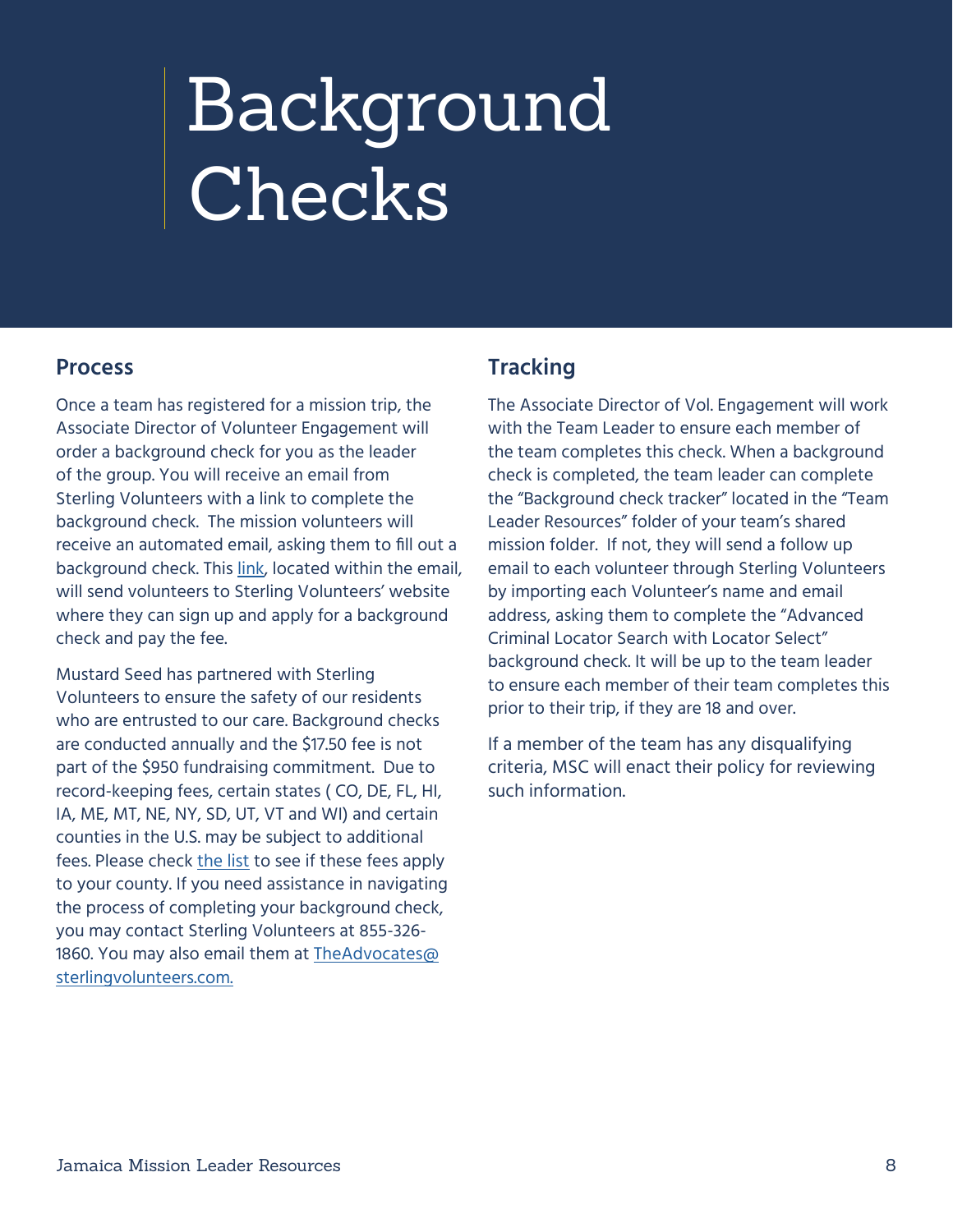# Background Checks

## Process

Once a team has registered for a mission trip, the Associate Director of Volunteer Engagement will order a background check for you as the leader of the group. You will receive an email from Sterling Volunteers with a link to complete the background check. The mission volunteers will receive an automated email, asking them to fill out a background check. This link, located within the email, will send volunteers to Sterling Volunteers' website where they can sign up and apply for a background check and pay the fee.

Mustard Seed has partnered with Sterling Volunteers to ensure the safety of our residents who are entrusted to our care. Background checks are conducted annually and the $17.50 fee is not part of the $950 fundraising commitment. Due to record-keeping fees, certain states ( CO, DE, FL, HI, IA, ME, MT, NE, NY, SD, UT, VT and WI) and certain counties in the U.S. may be subject to additional fees. Please check the list to see if these fees apply to your county. If you need assistance in navigating the process of completing your background check, you may contact Sterling Volunteers at 855-326-1860. You may also email them at TheAdvocates@sterlingvolunteers.com.

## Tracking

The Associate Director of Vol. Engagement will work with the Team Leader to ensure each member of the team completes this check. When a background check is completed, the team leader can complete the "Background check tracker" located in the "Team Leader Resources" folder of your team's shared mission folder. If not, they will send a follow up email to each volunteer through Sterling Volunteers by importing each Volunteer's name and email address, asking them to complete the "Advanced Criminal Locator Search with Locator Select" background check. It will be up to the team leader to ensure each member of their team completes this prior to their trip, if they are 18 and over.

If a member of the team has any disqualifying criteria, MSC will enact their policy for reviewing such information.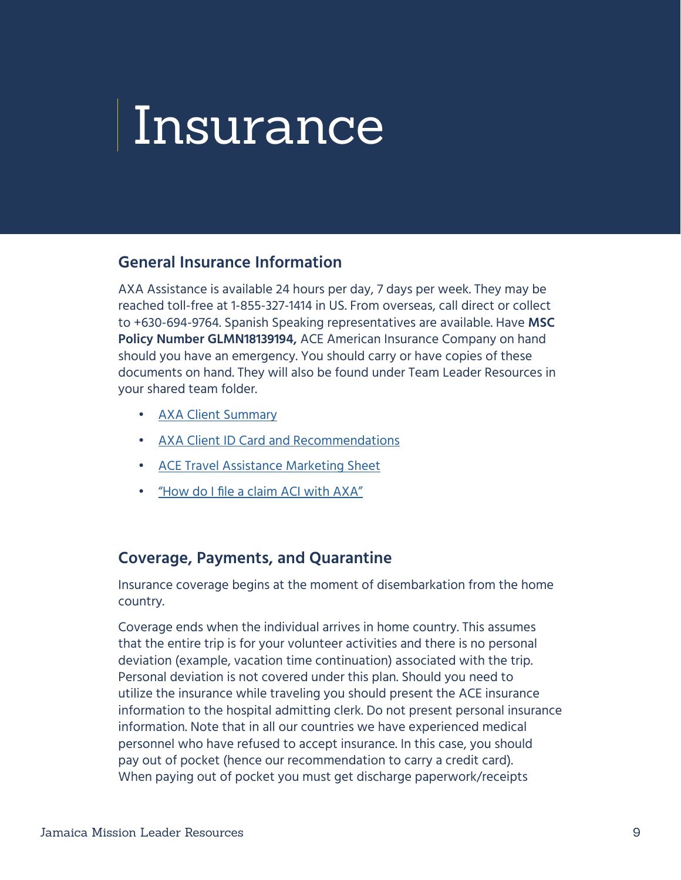# Insurance

## General Insurance Information

AXA Assistance is available 24 hours per day, 7 days per week. They may be reached toll-free at 1-855-327-1414 in US. From overseas, call direct or collect to +630-694-9764. Spanish Speaking representatives are available. Have **MSC Policy Number GLMN18139194,** ACE American Insurance Company on hand should you have an emergency. You should carry or have copies of these documents on hand. They will also be found under Team Leader Resources in your shared team folder.

- AXA Client Summary
- AXA Client ID Card and Recommendations
- ACE Travel Assistance Marketing Sheet
- "How do I file a claim ACI with AXA"

## Coverage, Payments, and Quarantine

Insurance coverage begins at the moment of disembarkation from the home country.

Coverage ends when the individual arrives in home country. This assumes that the entire trip is for your volunteer activities and there is no personal deviation (example, vacation time continuation) associated with the trip. Personal deviation is not covered under this plan. Should you need to utilize the insurance while traveling you should present the ACE insurance information to the hospital admitting clerk. Do not present personal insurance information. Note that in all our countries we have experienced medical personnel who have refused to accept insurance. In this case, you should pay out of pocket (hence our recommendation to carry a credit card). When paying out of pocket you must get discharge paperwork/receipts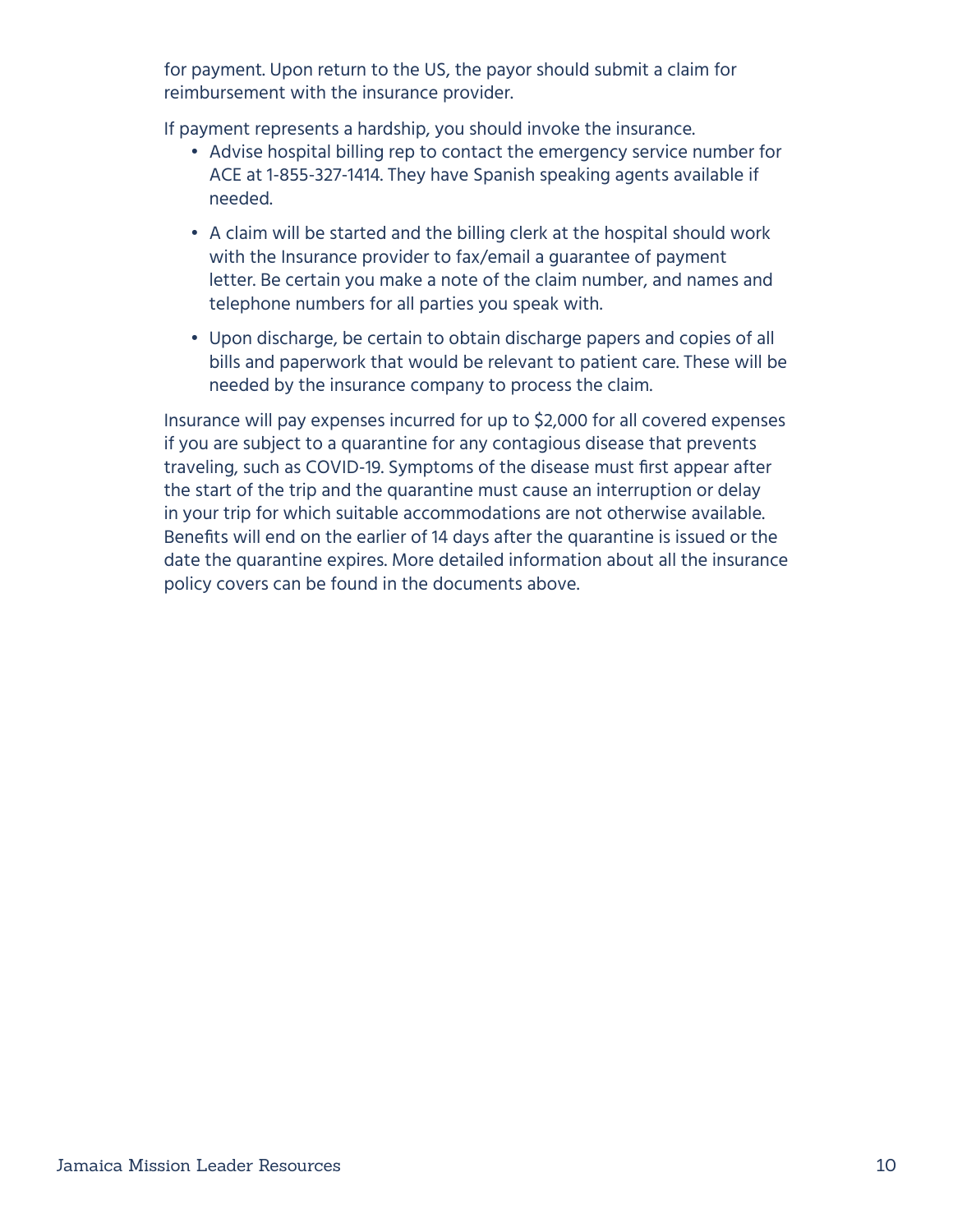for payment. Upon return to the US, the payor should submit a claim for reimbursement with the insurance provider.

If payment represents a hardship, you should invoke the insurance.

- Advise hospital billing rep to contact the emergency service number for ACE at 1-855-327-1414. They have Spanish speaking agents available if needed.
- A claim will be started and the billing clerk at the hospital should work with the Insurance provider to fax/email a guarantee of payment letter. Be certain you make a note of the claim number, and names and telephone numbers for all parties you speak with.
- Upon discharge, be certain to obtain discharge papers and copies of all bills and paperwork that would be relevant to patient care. These will be needed by the insurance company to process the claim.

Insurance will pay expenses incurred for up to $2,000 for all covered expenses if you are subject to a quarantine for any contagious disease that prevents traveling, such as COVID-19. Symptoms of the disease must first appear after the start of the trip and the quarantine must cause an interruption or delay in your trip for which suitable accommodations are not otherwise available. Benefits will end on the earlier of 14 days after the quarantine is issued or the date the quarantine expires. More detailed information about all the insurance policy covers can be found in the documents above.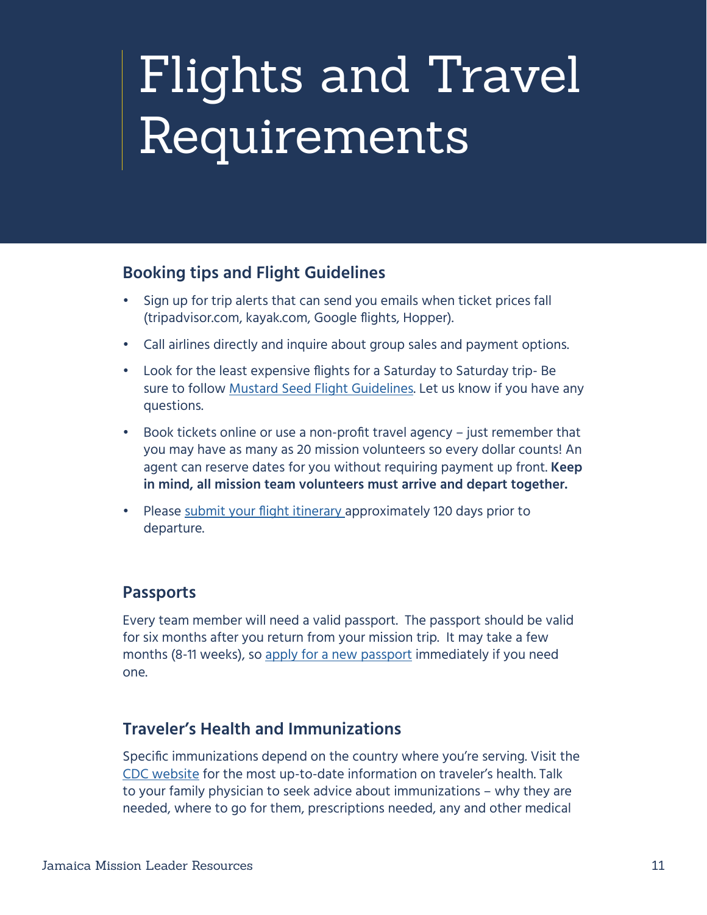# Flights and Travel Requirements

## Booking tips and Flight Guidelines

- Sign up for trip alerts that can send you emails when ticket prices fall (tripadvisor.com, kayak.com, Google flights, Hopper).
- Call airlines directly and inquire about group sales and payment options.
- Look for the least expensive flights for a Saturday to Saturday trip- Be sure to follow Mustard Seed Flight Guidelines. Let us know if you have any questions.
- Book tickets online or use a non-profit travel agency – just remember that you may have as many as 20 mission volunteers so every dollar counts! An agent can reserve dates for you without requiring payment up front. **Keep in mind, all mission team volunteers must arrive and depart together.**
- Please submit your flight itinerary approximately 120 days prior to departure.

## Passports

Every team member will need a valid passport. The passport should be valid for six months after you return from your mission trip. It may take a few months (8-11 weeks), so apply for a new passport immediately if you need one.

## Traveler's Health and Immunizations

Specific immunizations depend on the country where you're serving. Visit the CDC website for the most up-to-date information on traveler's health. Talk to your family physician to seek advice about immunizations – why they are needed, where to go for them, prescriptions needed, any and other medical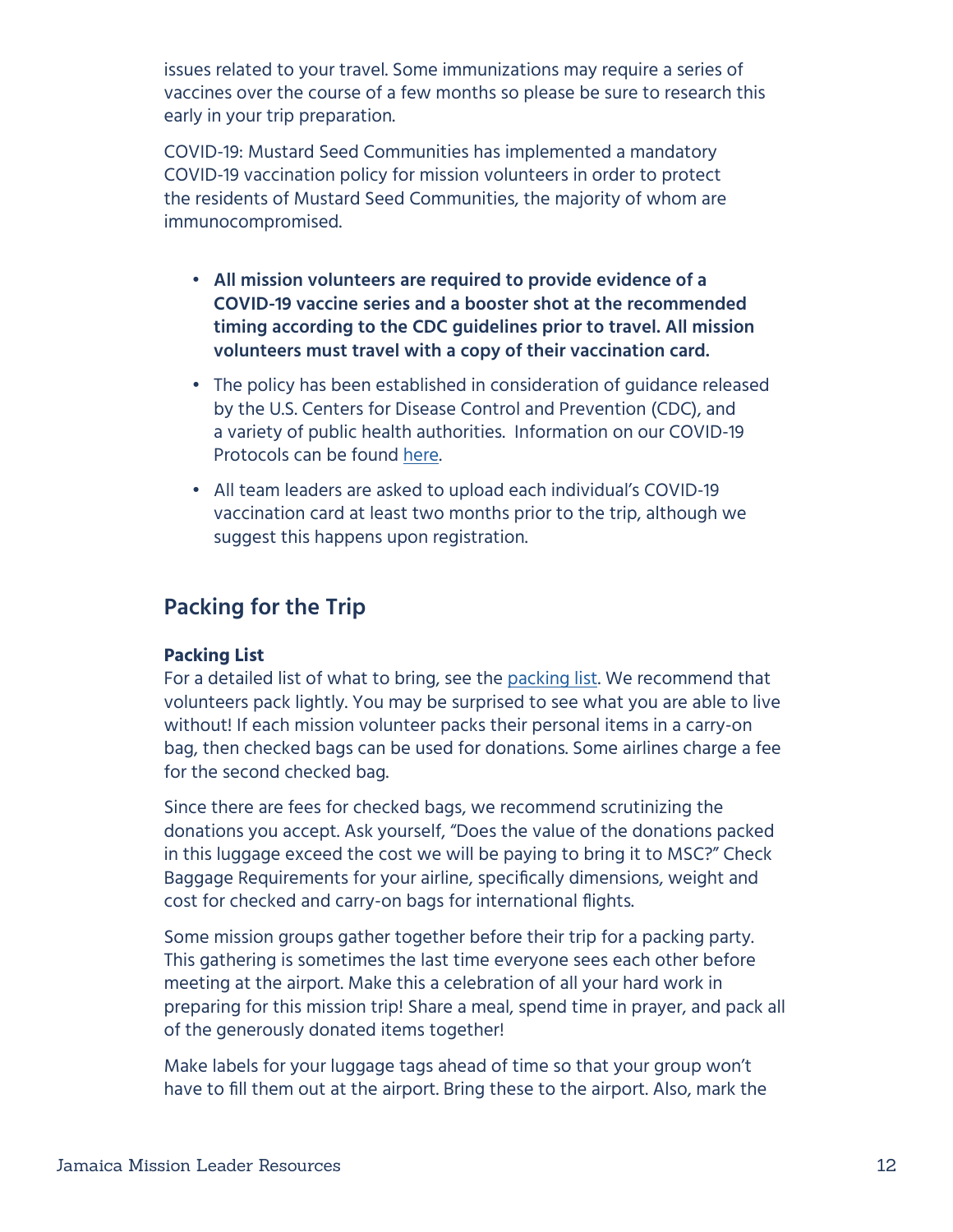issues related to your travel. Some immunizations may require a series of vaccines over the course of a few months so please be sure to research this early in your trip preparation.

COVID-19: Mustard Seed Communities has implemented a mandatory COVID-19 vaccination policy for mission volunteers in order to protect the residents of Mustard Seed Communities, the majority of whom are immunocompromised.

- **All mission volunteers are required to provide evidence of a COVID-19 vaccine series and a booster shot at the recommended timing according to the CDC guidelines prior to travel. All mission volunteers must travel with a copy of their vaccination card.**
- The policy has been established in consideration of guidance released by the U.S. Centers for Disease Control and Prevention (CDC), and a variety of public health authorities. Information on our COVID-19 Protocols can be found here.
- All team leaders are asked to upload each individual's COVID-19 vaccination card at least two months prior to the trip, although we suggest this happens upon registration.

## Packing for the Trip

**Packing List**
For a detailed list of what to bring, see the packing list. We recommend that volunteers pack lightly. You may be surprised to see what you are able to live without! If each mission volunteer packs their personal items in a carry-on bag, then checked bags can be used for donations. Some airlines charge a fee for the second checked bag.

Since there are fees for checked bags, we recommend scrutinizing the donations you accept. Ask yourself, "Does the value of the donations packed in this luggage exceed the cost we will be paying to bring it to MSC?" Check Baggage Requirements for your airline, specifically dimensions, weight and cost for checked and carry-on bags for international flights.

Some mission groups gather together before their trip for a packing party. This gathering is sometimes the last time everyone sees each other before meeting at the airport. Make this a celebration of all your hard work in preparing for this mission trip! Share a meal, spend time in prayer, and pack all of the generously donated items together!

Make labels for your luggage tags ahead of time so that your group won't have to fill them out at the airport. Bring these to the airport. Also, mark the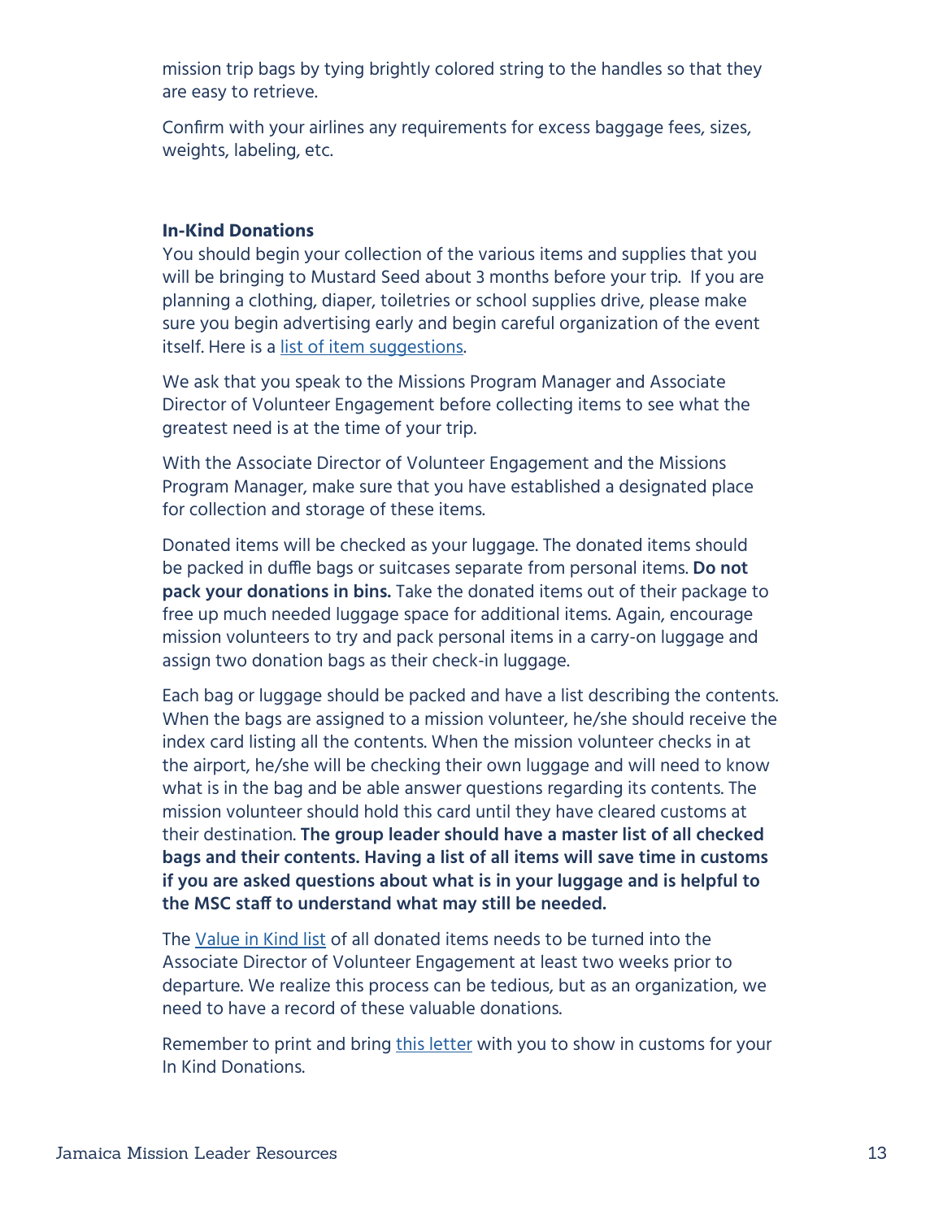mission trip bags by tying brightly colored string to the handles so that they are easy to retrieve.

Confirm with your airlines any requirements for excess baggage fees, sizes, weights, labeling, etc.

**In-Kind Donations**

You should begin your collection of the various items and supplies that you will be bringing to Mustard Seed about 3 months before your trip. If you are planning a clothing, diaper, toiletries or school supplies drive, please make sure you begin advertising early and begin careful organization of the event itself. Here is a list of item suggestions.

We ask that you speak to the Missions Program Manager and Associate Director of Volunteer Engagement before collecting items to see what the greatest need is at the time of your trip.

With the Associate Director of Volunteer Engagement and the Missions Program Manager, make sure that you have established a designated place for collection and storage of these items.

Donated items will be checked as your luggage. The donated items should be packed in duffle bags or suitcases separate from personal items. **Do not pack your donations in bins.** Take the donated items out of their package to free up much needed luggage space for additional items. Again, encourage mission volunteers to try and pack personal items in a carry-on luggage and assign two donation bags as their check-in luggage.

Each bag or luggage should be packed and have a list describing the contents. When the bags are assigned to a mission volunteer, he/she should receive the index card listing all the contents. When the mission volunteer checks in at the airport, he/she will be checking their own luggage and will need to know what is in the bag and be able answer questions regarding its contents. The mission volunteer should hold this card until they have cleared customs at their destination. **The group leader should have a master list of all checked bags and their contents. Having a list of all items will save time in customs if you are asked questions about what is in your luggage and is helpful to the MSC staff to understand what may still be needed.**

The Value in Kind list of all donated items needs to be turned into the Associate Director of Volunteer Engagement at least two weeks prior to departure. We realize this process can be tedious, but as an organization, we need to have a record of these valuable donations.

Remember to print and bring this letter with you to show in customs for your In Kind Donations.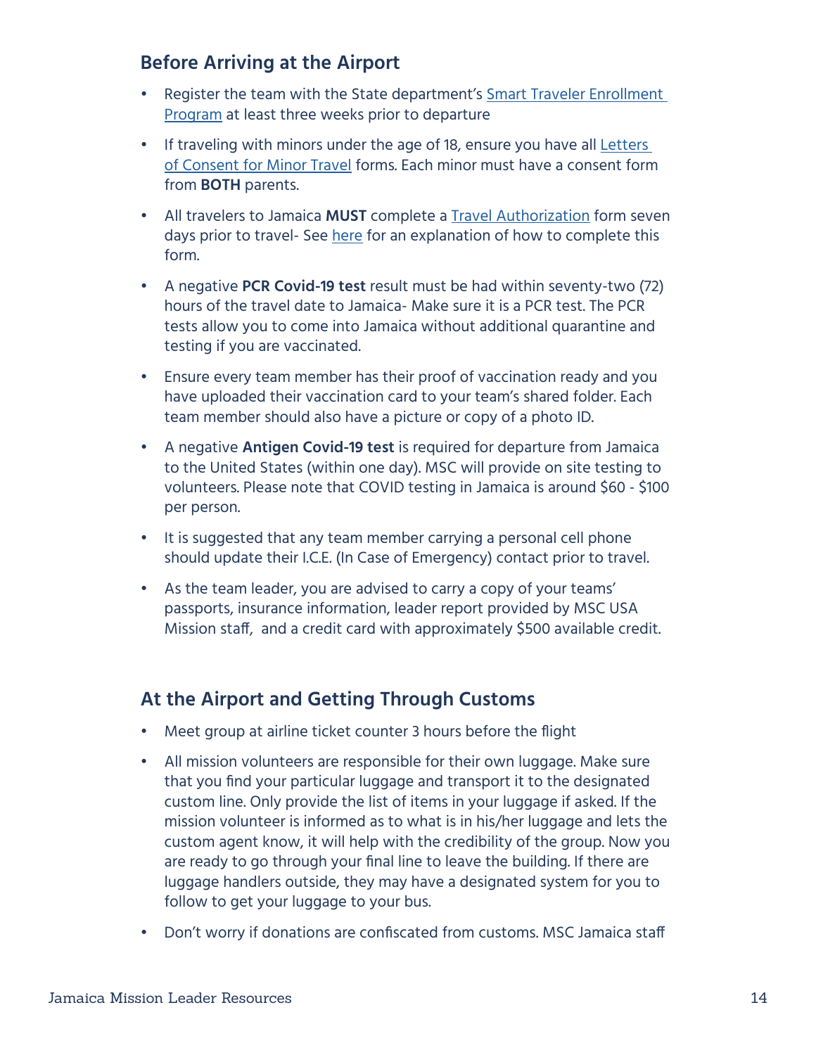## Before Arriving at the Airport

- Register the team with the State department's Smart Traveler Enrollment Program at least three weeks prior to departure
- If traveling with minors under the age of 18, ensure you have all Letters of Consent for Minor Travel forms. Each minor must have a consent form from **BOTH** parents.
- All travelers to Jamaica **MUST** complete a Travel Authorization form seven days prior to travel- See here for an explanation of how to complete this form.
- A negative **PCR Covid-19 test** result must be had within seventy-two (72) hours of the travel date to Jamaica- Make sure it is a PCR test. The PCR tests allow you to come into Jamaica without additional quarantine and testing if you are vaccinated.
- Ensure every team member has their proof of vaccination ready and you have uploaded their vaccination card to your team's shared folder. Each team member should also have a picture or copy of a photo ID.
- A negative **Antigen Covid-19 test** is required for departure from Jamaica to the United States (within one day). MSC will provide on site testing to volunteers. Please note that COVID testing in Jamaica is around $60 - $100 per person.
- It is suggested that any team member carrying a personal cell phone should update their I.C.E. (In Case of Emergency) contact prior to travel.
- As the team leader, you are advised to carry a copy of your teams' passports, insurance information, leader report provided by MSC USA Mission staff, and a credit card with approximately $500 available credit.

## At the Airport and Getting Through Customs

- Meet group at airline ticket counter 3 hours before the flight
- All mission volunteers are responsible for their own luggage. Make sure that you find your particular luggage and transport it to the designated custom line. Only provide the list of items in your luggage if asked. If the mission volunteer is informed as to what is in his/her luggage and lets the custom agent know, it will help with the credibility of the group. Now you are ready to go through your final line to leave the building. If there are luggage handlers outside, they may have a designated system for you to follow to get your luggage to your bus.
- Don't worry if donations are confiscated from customs. MSC Jamaica staff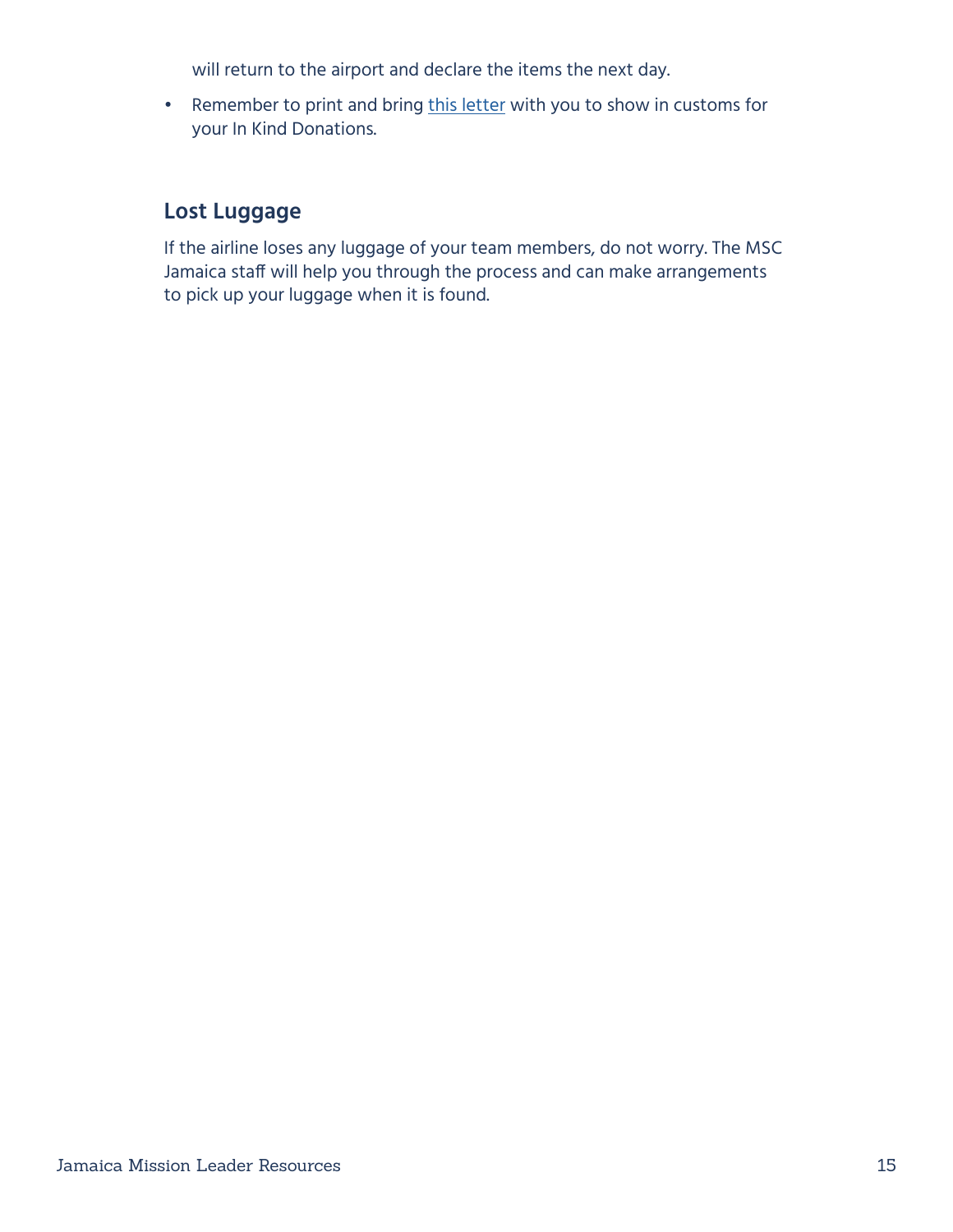will return to the airport and declare the items the next day.

- Remember to print and bring this letter with you to show in customs for your In Kind Donations.

## Lost Luggage

If the airline loses any luggage of your team members, do not worry. The MSC Jamaica staff will help you through the process and can make arrangements to pick up your luggage when it is found.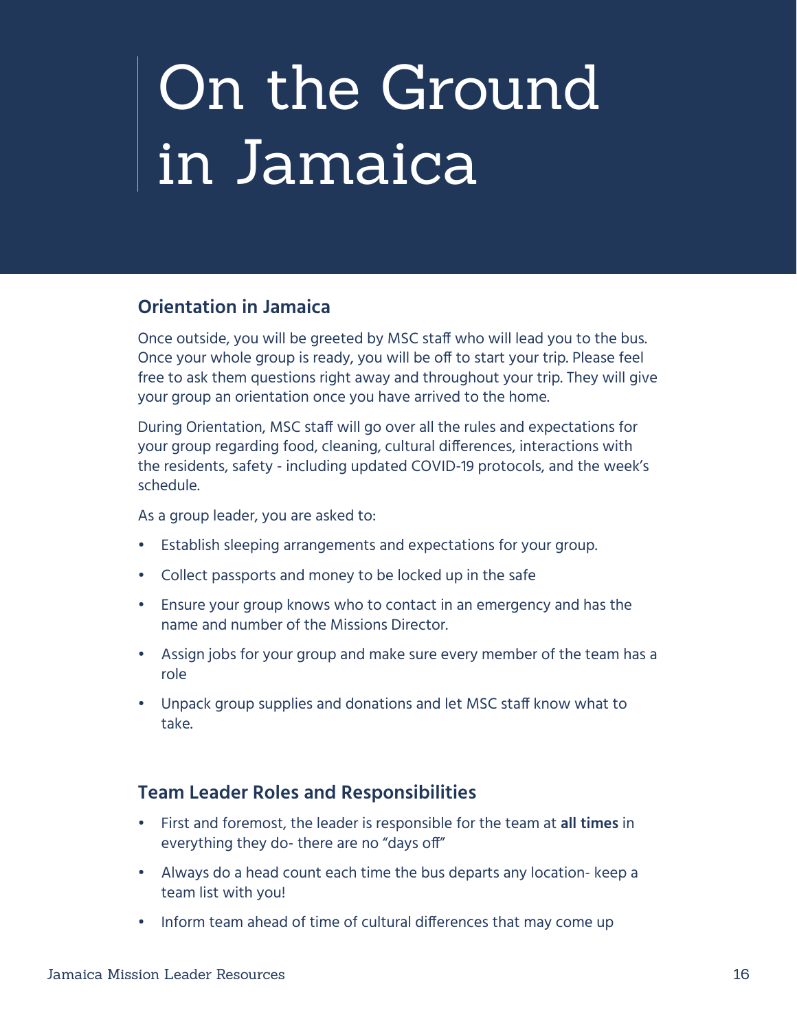# On the Ground in Jamaica

## Orientation in Jamaica

Once outside, you will be greeted by MSC staff who will lead you to the bus. Once your whole group is ready, you will be off to start your trip. Please feel free to ask them questions right away and throughout your trip. They will give your group an orientation once you have arrived to the home.

During Orientation, MSC staff will go over all the rules and expectations for your group regarding food, cleaning, cultural differences, interactions with the residents, safety - including updated COVID-19 protocols, and the week's schedule.

As a group leader, you are asked to:

- Establish sleeping arrangements and expectations for your group.
- Collect passports and money to be locked up in the safe
- Ensure your group knows who to contact in an emergency and has the name and number of the Missions Director.
- Assign jobs for your group and make sure every member of the team has a role
- Unpack group supplies and donations and let MSC staff know what to take.

## Team Leader Roles and Responsibilities

- First and foremost, the leader is responsible for the team at **all times** in everything they do- there are no "days off"
- Always do a head count each time the bus departs any location- keep a team list with you!
- Inform team ahead of time of cultural differences that may come up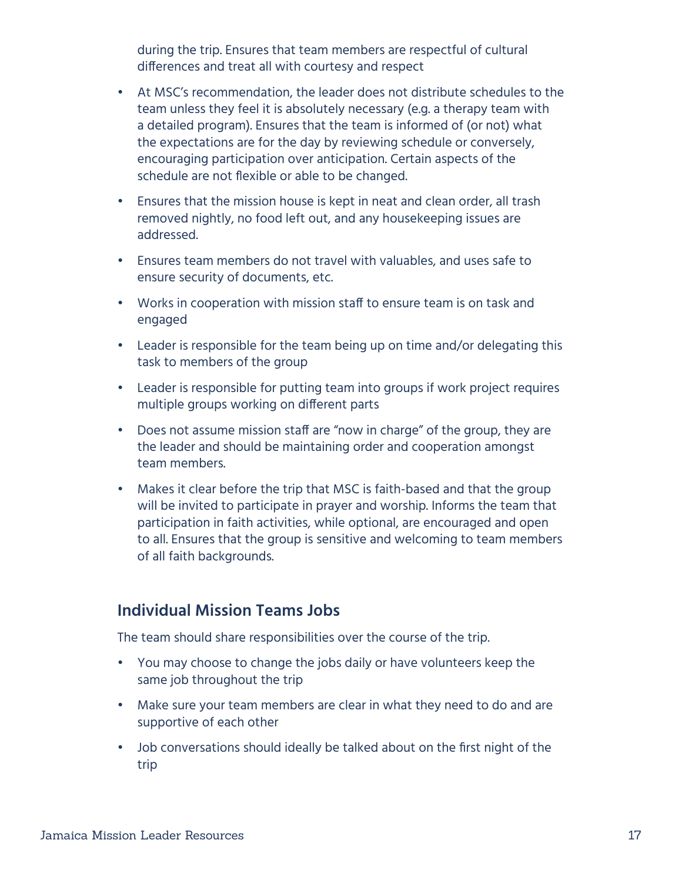during the trip. Ensures that team members are respectful of cultural differences and treat all with courtesy and respect

- At MSC's recommendation, the leader does not distribute schedules to the team unless they feel it is absolutely necessary (e.g. a therapy team with a detailed program). Ensures that the team is informed of (or not) what the expectations are for the day by reviewing schedule or conversely, encouraging participation over anticipation. Certain aspects of the schedule are not flexible or able to be changed.
- Ensures that the mission house is kept in neat and clean order, all trash removed nightly, no food left out, and any housekeeping issues are addressed.
- Ensures team members do not travel with valuables, and uses safe to ensure security of documents, etc.
- Works in cooperation with mission staff to ensure team is on task and engaged
- Leader is responsible for the team being up on time and/or delegating this task to members of the group
- Leader is responsible for putting team into groups if work project requires multiple groups working on different parts
- Does not assume mission staff are "now in charge" of the group, they are the leader and should be maintaining order and cooperation amongst team members.
- Makes it clear before the trip that MSC is faith-based and that the group will be invited to participate in prayer and worship. Informs the team that participation in faith activities, while optional, are encouraged and open to all. Ensures that the group is sensitive and welcoming to team members of all faith backgrounds.

## Individual Mission Teams Jobs

The team should share responsibilities over the course of the trip.

- You may choose to change the jobs daily or have volunteers keep the same job throughout the trip
- Make sure your team members are clear in what they need to do and are supportive of each other
- Job conversations should ideally be talked about on the first night of the trip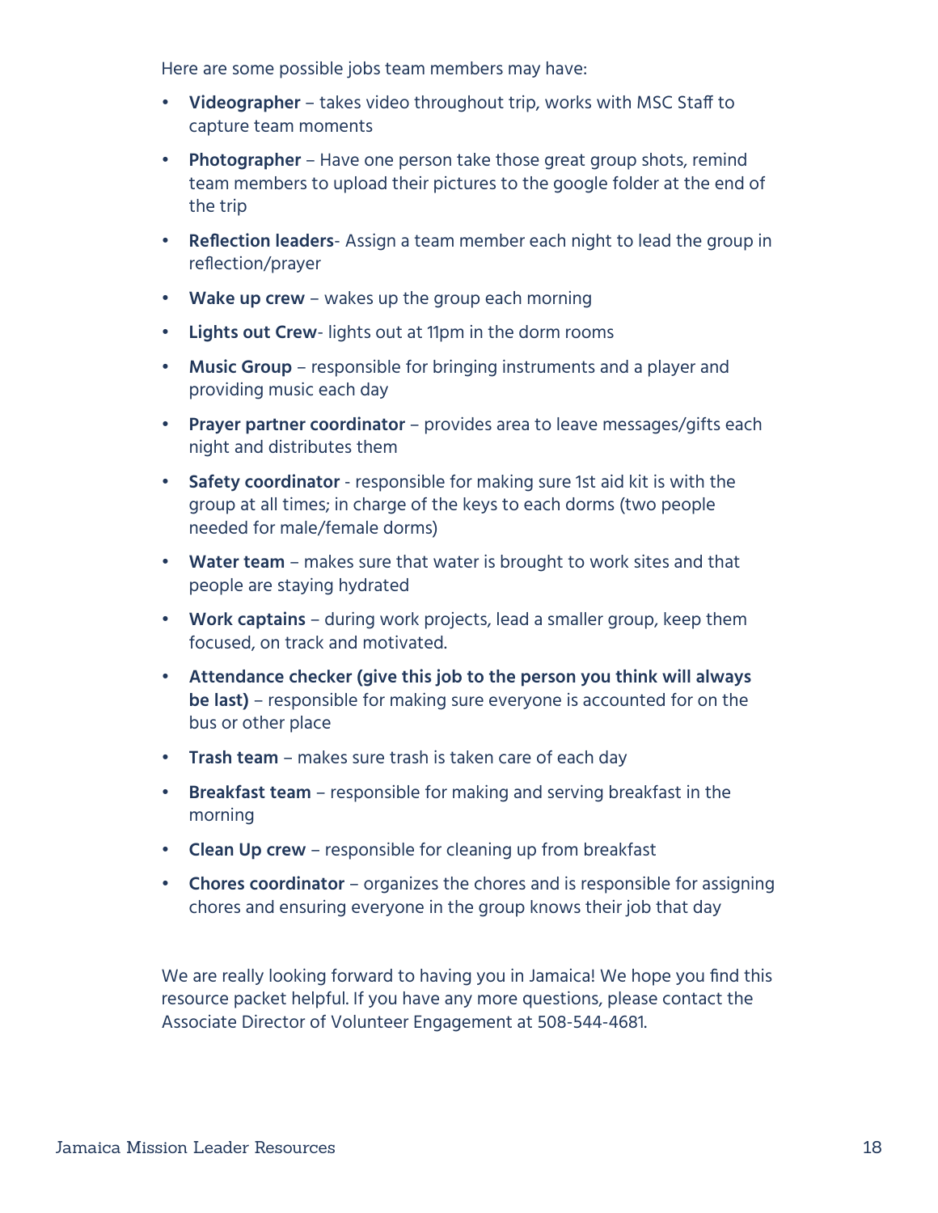Here are some possible jobs team members may have:

- **Videographer** – takes video throughout trip, works with MSC Staff to capture team moments
- **Photographer** – Have one person take those great group shots, remind team members to upload their pictures to the google folder at the end of the trip
- **Reflection leaders**- Assign a team member each night to lead the group in reflection/prayer
- **Wake up crew** – wakes up the group each morning
- **Lights out Crew**- lights out at 11pm in the dorm rooms
- **Music Group** – responsible for bringing instruments and a player and providing music each day
- **Prayer partner coordinator** – provides area to leave messages/gifts each night and distributes them
- **Safety coordinator** - responsible for making sure 1st aid kit is with the group at all times; in charge of the keys to each dorms (two people needed for male/female dorms)
- **Water team** – makes sure that water is brought to work sites and that people are staying hydrated
- **Work captains** – during work projects, lead a smaller group, keep them focused, on track and motivated.
- **Attendance checker (give this job to the person you think will always be last)** – responsible for making sure everyone is accounted for on the bus or other place
- **Trash team** – makes sure trash is taken care of each day
- **Breakfast team** – responsible for making and serving breakfast in the morning
- **Clean Up crew** – responsible for cleaning up from breakfast
- **Chores coordinator** – organizes the chores and is responsible for assigning chores and ensuring everyone in the group knows their job that day

We are really looking forward to having you in Jamaica! We hope you find this resource packet helpful. If you have any more questions, please contact the Associate Director of Volunteer Engagement at 508-544-4681.